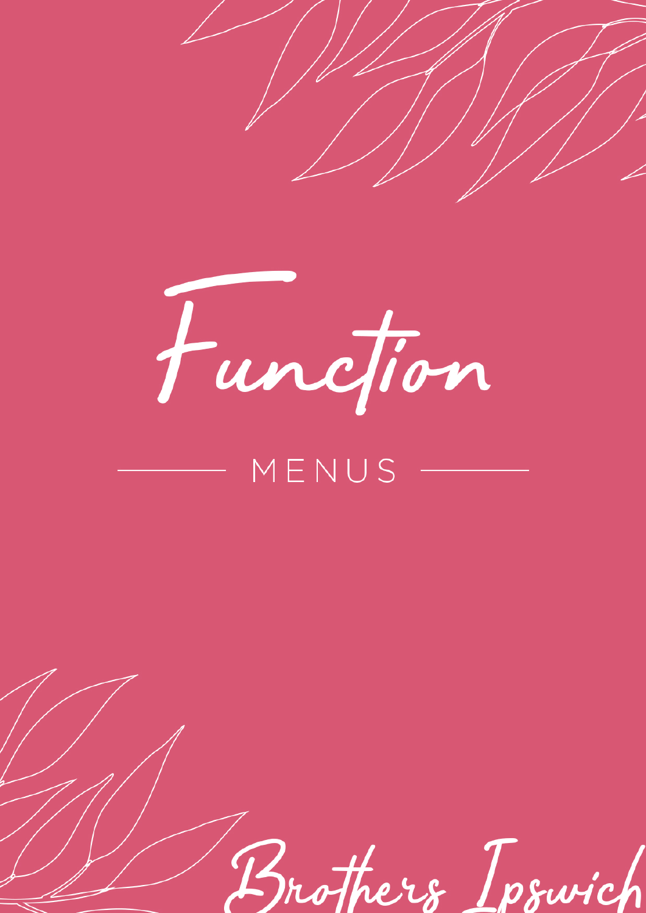# Function

## MENUS

Brothers Ipswich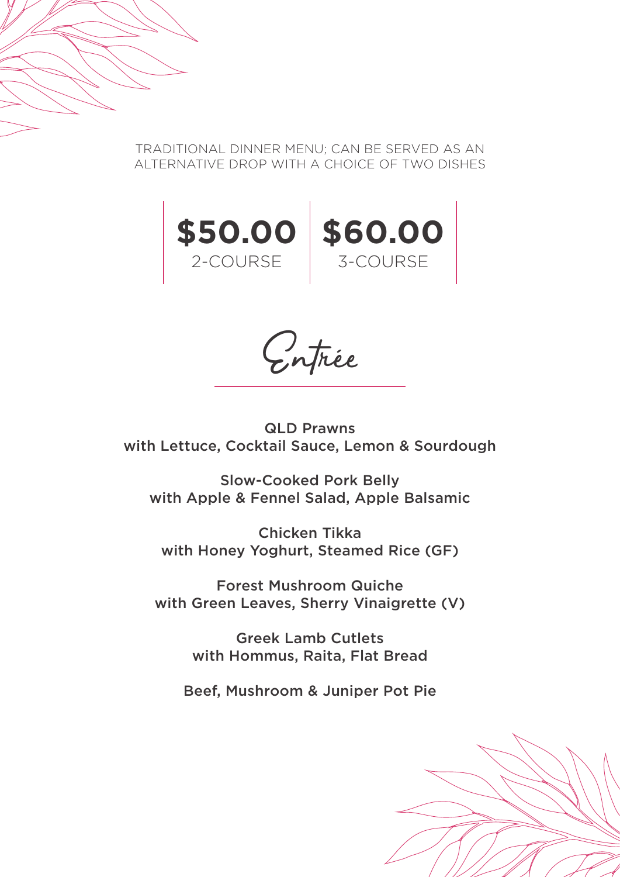TRADITIONAL DINNER MENU; CAN BE SERVED AS AN ALTERNATIVE DROP WITH A CHOICE OF TWO DISHES

| **$50.00** | **$60.00** |
| --- | --- |
| 2-COURSE | 3-COURSE |

# Entrée

QLD Prawns
with Lettuce, Cocktail Sauce, Lemon & Sourdough

Slow-Cooked Pork Belly
with Apple & Fennel Salad, Apple Balsamic

Chicken Tikka
with Honey Yoghurt, Steamed Rice (GF)

Forest Mushroom Quiche
with Green Leaves, Sherry Vinaigrette (V)

Greek Lamb Cutlets
with Hommus, Raita, Flat Bread

Beef, Mushroom & Juniper Pot Pie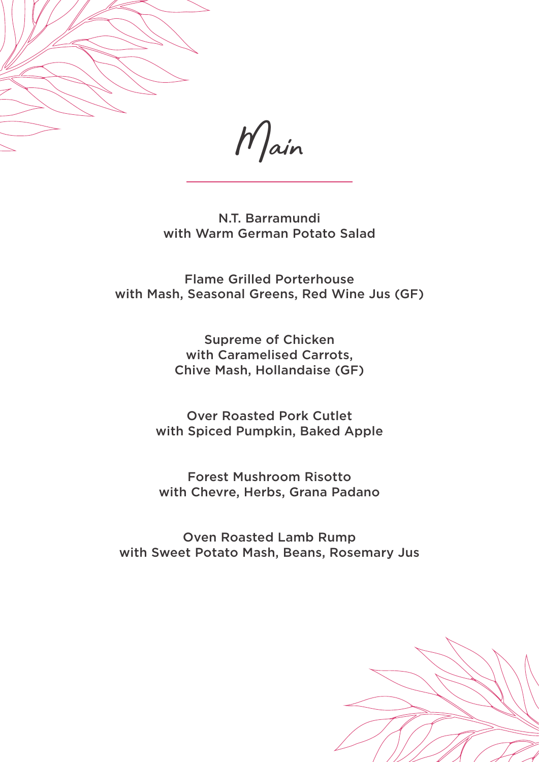# Main

N.T. Barramundi
with Warm German Potato Salad

Flame Grilled Porterhouse
with Mash, Seasonal Greens, Red Wine Jus (GF)

Supreme of Chicken
with Caramelised Carrots,
Chive Mash, Hollandaise (GF)

Over Roasted Pork Cutlet
with Spiced Pumpkin, Baked Apple

Forest Mushroom Risotto
with Chevre, Herbs, Grana Padano

Oven Roasted Lamb Rump
with Sweet Potato Mash, Beans, Rosemary Jus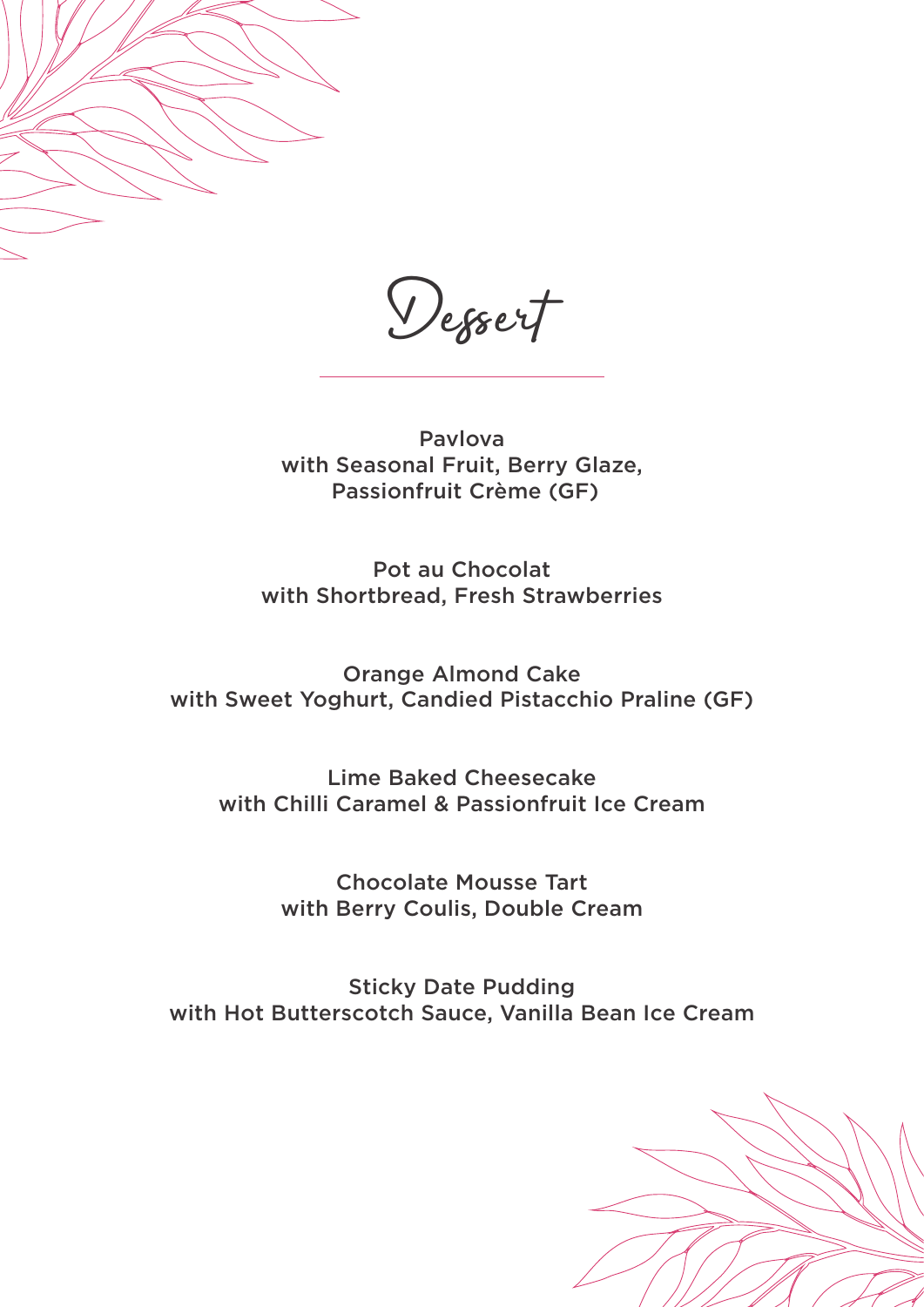# Dessert

Pavlova
with Seasonal Fruit, Berry Glaze,
Passionfruit Crème (GF)

Pot au Chocolat
with Shortbread, Fresh Strawberries

Orange Almond Cake
with Sweet Yoghurt, Candied Pistacchio Praline (GF)

Lime Baked Cheesecake
with Chilli Caramel & Passionfruit Ice Cream

Chocolate Mousse Tart
with Berry Coulis, Double Cream

Sticky Date Pudding
with Hot Butterscotch Sauce, Vanilla Bean Ice Cream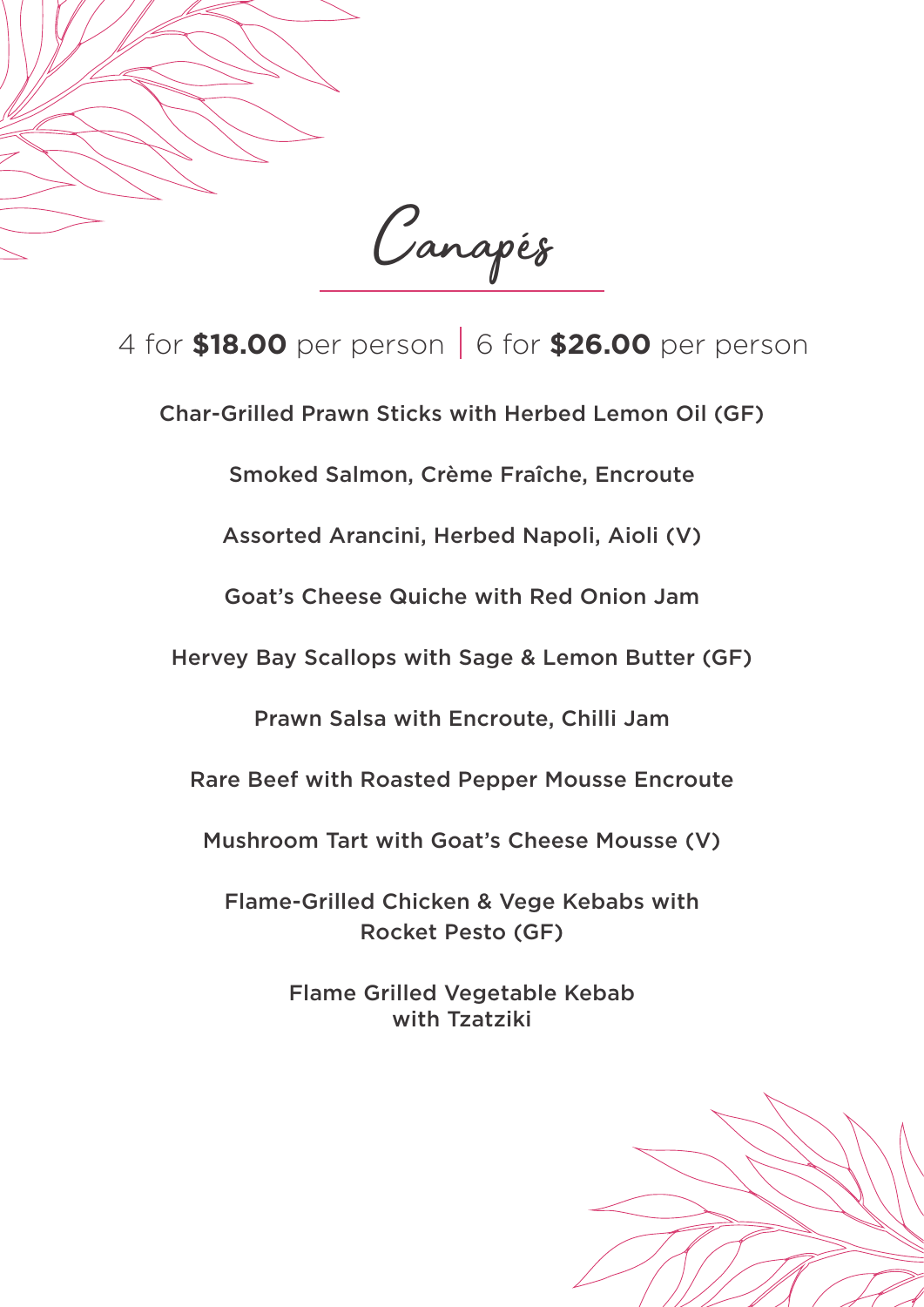# Canapés

4 for **$18.00** per person | 6 for **$26.00** per person

Char-Grilled Prawn Sticks with Herbed Lemon Oil (GF)

Smoked Salmon, Crème Fraîche, Encroute

Assorted Arancini, Herbed Napoli, Aioli (V)

Goat's Cheese Quiche with Red Onion Jam

Hervey Bay Scallops with Sage & Lemon Butter (GF)

Prawn Salsa with Encroute, Chilli Jam

Rare Beef with Roasted Pepper Mousse Encroute

Mushroom Tart with Goat's Cheese Mousse (V)

Flame-Grilled Chicken & Vege Kebabs with Rocket Pesto (GF)

Flame Grilled Vegetable Kebab with Tzatziki